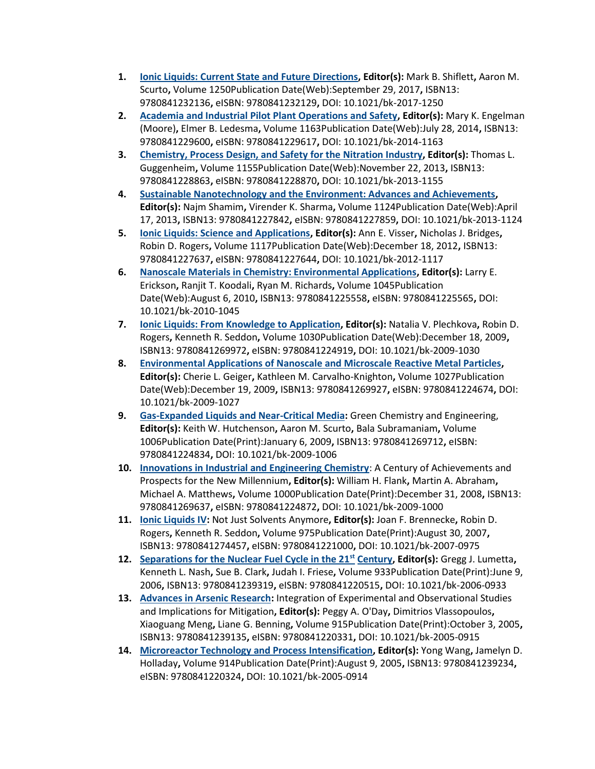1. **[Ionic Liquids: Current State and Future Directions](), Editor(s):** Mark B. Shiflett**,** Aaron M. Scurto**,** Volume 1250Publication Date(Web):September 29, 2017**,** ISBN13: 9780841232136**,** eISBN: 9780841232129**,** DOI: 10.1021/bk-2017-1250
2. **[Academia and Industrial Pilot Plant Operations and Safety](), Editor(s):** Mary K. Engelman (Moore)**,** Elmer B. Ledesma**,** Volume 1163Publication Date(Web):July 28, 2014**,** ISBN13: 9780841229600**,** eISBN: 9780841229617**,** DOI: 10.1021/bk-2014-1163
3. **[Chemistry, Process Design, and Safety for the Nitration Industry](), Editor(s):** Thomas L. Guggenheim**,** Volume 1155Publication Date(Web):November 22, 2013**,** ISBN13: 9780841228863**,** eISBN: 9780841228870**,** DOI: 10.1021/bk-2013-1155
4. **[Sustainable Nanotechnology and the Environment: Advances and Achievements](), Editor(s):** Najm Shamim**,** Virender K. Sharma**,** Volume 1124Publication Date(Web):April 17, 2013**,** ISBN13: 9780841227842**,** eISBN: 9780841227859**,** DOI: 10.1021/bk-2013-1124
5. **[Ionic Liquids: Science and Applications](), Editor(s):** Ann E. Visser**,** Nicholas J. Bridges**,** Robin D. Rogers**,** Volume 1117Publication Date(Web):December 18, 2012**,** ISBN13: 9780841227637**,** eISBN: 9780841227644**,** DOI: 10.1021/bk-2012-1117
6. **[Nanoscale Materials in Chemistry: Environmental Applications](), Editor(s):** Larry E. Erickson**,** Ranjit T. Koodali**,** Ryan M. Richards**,** Volume 1045Publication Date(Web):August 6, 2010**,** ISBN13: 9780841225558**,** eISBN: 9780841225565**,** DOI: 10.1021/bk-2010-1045
7. **[Ionic Liquids: From Knowledge to Application](), Editor(s):** Natalia V. Plechkova**,** Robin D. Rogers**,** Kenneth R. Seddon**,** Volume 1030Publication Date(Web):December 18, 2009**,** ISBN13: 9780841269972**,** eISBN: 9780841224919**,** DOI: 10.1021/bk-2009-1030
8. **[Environmental Applications of Nanoscale and Microscale Reactive Metal Particles](), Editor(s):** Cherie L. Geiger**,** Kathleen M. Carvalho-Knighton**,** Volume 1027Publication Date(Web):December 19, 2009**,** ISBN13: 9780841269927**,** eISBN: 9780841224674**,** DOI: 10.1021/bk-2009-1027
9. **[Gas-Expanded Liquids and Near-Critical Media]():** Green Chemistry and Engineering, **Editor(s):** Keith W. Hutchenson**,** Aaron M. Scurto**,** Bala Subramaniam**,** Volume 1006Publication Date(Print):January 6, 2009**,** ISBN13: 9780841269712**,** eISBN: 9780841224834**,** DOI: 10.1021/bk-2009-1006
10. **[Innovations in Industrial and Engineering Chemistry]()**: A Century of Achievements and Prospects for the New Millennium**, Editor(s):** William H. Flank**,** Martin A. Abraham**,** Michael A. Matthews**,** Volume 1000Publication Date(Print):December 31, 2008**,** ISBN13: 9780841269637**,** eISBN: 9780841224872**,** DOI: 10.1021/bk-2009-1000
11. **[Ionic Liquids IV]():** Not Just Solvents Anymore**, Editor(s):** Joan F. Brennecke**,** Robin D. Rogers**,** Kenneth R. Seddon**,** Volume 975Publication Date(Print):August 30, 2007**,** ISBN13: 9780841274457**,** eISBN: 9780841221000**,** DOI: 10.1021/bk-2007-0975
12. **[Separations for the Nuclear Fuel Cycle in the 21st Century](), Editor(s):** Gregg J. Lumetta**,** Kenneth L. Nash**,** Sue B. Clark**,** Judah I. Friese**,** Volume 933Publication Date(Print):June 9, 2006**,** ISBN13: 9780841239319**,** eISBN: 9780841220515**,** DOI: 10.1021/bk-2006-0933
13. **[Advances in Arsenic Research]():** Integration of Experimental and Observational Studies and Implications for Mitigation**, Editor(s):** Peggy A. O'Day**,** Dimitrios Vlassopoulos**,** Xiaoguang Meng**,** Liane G. Benning**,** Volume 915Publication Date(Print):October 3, 2005**,** ISBN13: 9780841239135**,** eISBN: 9780841220331**,** DOI: 10.1021/bk-2005-0915
14. **[Microreactor Technology and Process Intensification](), Editor(s):** Yong Wang**,** Jamelyn D. Holladay**,** Volume 914Publication Date(Print):August 9, 2005**,** ISBN13: 9780841239234**,** eISBN: 9780841220324**,** DOI: 10.1021/bk-2005-0914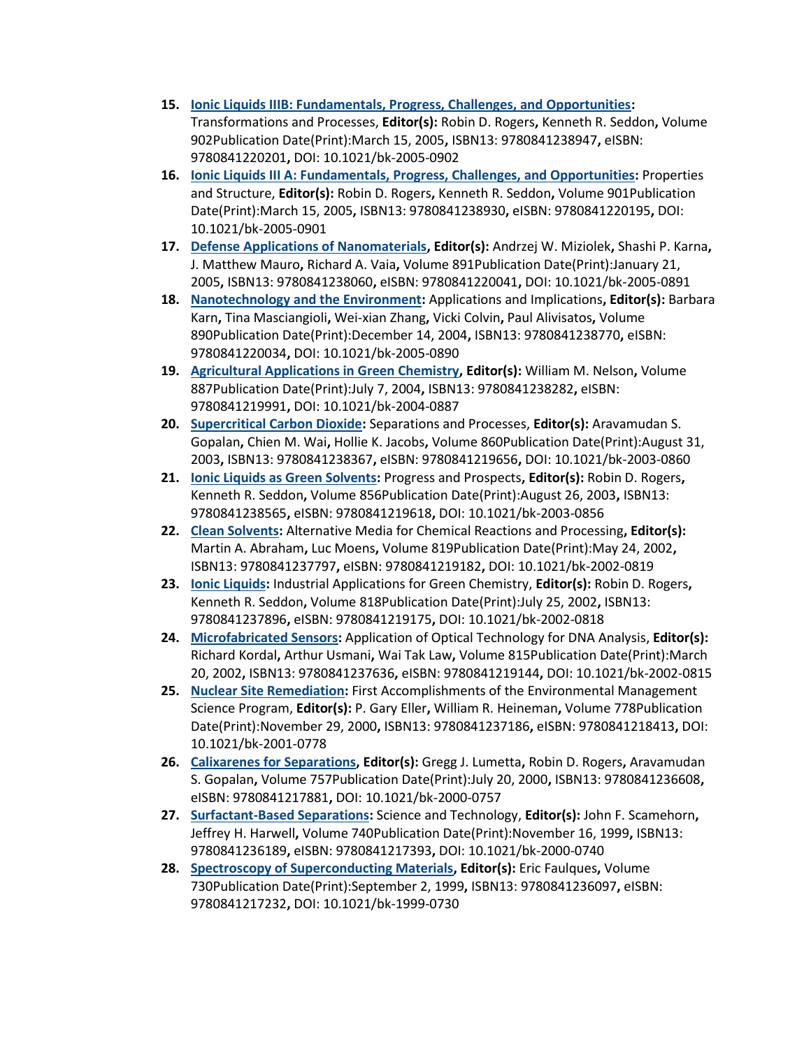15. **Ionic Liquids IIIB: Fundamentals, Progress, Challenges, and Opportunities:** Transformations and Processes, **Editor(s):** Robin D. Rogers**,** Kenneth R. Seddon**,** Volume 902Publication Date(Print):March 15, 2005**,** ISBN13: 9780841238947**,** eISBN: 9780841220201**,** DOI: 10.1021/bk-2005-0902
16. **Ionic Liquids III A: Fundamentals, Progress, Challenges, and Opportunities:** Properties and Structure, **Editor(s):** Robin D. Rogers**,** Kenneth R. Seddon**,** Volume 901Publication Date(Print):March 15, 2005**,** ISBN13: 9780841238930**,** eISBN: 9780841220195**,** DOI: 10.1021/bk-2005-0901
17. **Defense Applications of Nanomaterials, Editor(s):** Andrzej W. Miziolek**,** Shashi P. Karna**,** J. Matthew Mauro**,** Richard A. Vaia**,** Volume 891Publication Date(Print):January 21, 2005**,** ISBN13: 9780841238060**,** eISBN: 9780841220041**,** DOI: 10.1021/bk-2005-0891
18. **Nanotechnology and the Environment:** Applications and Implications**, Editor(s):** Barbara Karn**,** Tina Masciangioli**,** Wei-xian Zhang**,** Vicki Colvin**,** Paul Alivisatos**,** Volume 890Publication Date(Print):December 14, 2004**,** ISBN13: 9780841238770**,** eISBN: 9780841220034**,** DOI: 10.1021/bk-2005-0890
19. **Agricultural Applications in Green Chemistry, Editor(s):** William M. Nelson**,** Volume 887Publication Date(Print):July 7, 2004**,** ISBN13: 9780841238282**,** eISBN: 9780841219991**,** DOI: 10.1021/bk-2004-0887
20. **Supercritical Carbon Dioxide:** Separations and Processes**, Editor(s):** Aravamudan S. Gopalan**,** Chien M. Wai**,** Hollie K. Jacobs**,** Volume 860Publication Date(Print):August 31, 2003**,** ISBN13: 9780841238367**,** eISBN: 9780841219656**,** DOI: 10.1021/bk-2003-0860
21. **Ionic Liquids as Green Solvents:** Progress and Prospects**, Editor(s):** Robin D. Rogers**,** Kenneth R. Seddon**,** Volume 856Publication Date(Print):August 26, 2003**,** ISBN13: 9780841238565**,** eISBN: 9780841219618**,** DOI: 10.1021/bk-2003-0856
22. **Clean Solvents:** Alternative Media for Chemical Reactions and Processing**, Editor(s):** Martin A. Abraham**,** Luc Moens**,** Volume 819Publication Date(Print):May 24, 2002**,** ISBN13: 9780841237797**,** eISBN: 9780841219182**,** DOI: 10.1021/bk-2002-0819
23. **Ionic Liquids:** Industrial Applications for Green Chemistry, **Editor(s):** Robin D. Rogers**,** Kenneth R. Seddon**,** Volume 818Publication Date(Print):July 25, 2002**,** ISBN13: 9780841237896**,** eISBN: 9780841219175**,** DOI: 10.1021/bk-2002-0818
24. **Microfabricated Sensors:** Application of Optical Technology for DNA Analysis, **Editor(s):** Richard Kordal**,** Arthur Usmani**,** Wai Tak Law**,** Volume 815Publication Date(Print):March 20, 2002**,** ISBN13: 9780841237636**,** eISBN: 9780841219144**,** DOI: 10.1021/bk-2002-0815
25. **Nuclear Site Remediation:** First Accomplishments of the Environmental Management Science Program, **Editor(s):** P. Gary Eller**,** William R. Heineman**,** Volume 778Publication Date(Print):November 29, 2000**,** ISBN13: 9780841237186**,** eISBN: 9780841218413**,** DOI: 10.1021/bk-2001-0778
26. **Calixarenes for Separations, Editor(s):** Gregg J. Lumetta**,** Robin D. Rogers**,** Aravamudan S. Gopalan**,** Volume 757Publication Date(Print):July 20, 2000**,** ISBN13: 9780841236608**,** eISBN: 9780841217881**,** DOI: 10.1021/bk-2000-0757
27. **Surfactant-Based Separations:** Science and Technology, **Editor(s):** John F. Scamehorn**,** Jeffrey H. Harwell**,** Volume 740Publication Date(Print):November 16, 1999**,** ISBN13: 9780841236189**,** eISBN: 9780841217393**,** DOI: 10.1021/bk-2000-0740
28. **Spectroscopy of Superconducting Materials, Editor(s):** Eric Faulques**,** Volume 730Publication Date(Print):September 2, 1999**,** ISBN13: 9780841236097**,** eISBN: 9780841217232**,** DOI: 10.1021/bk-1999-0730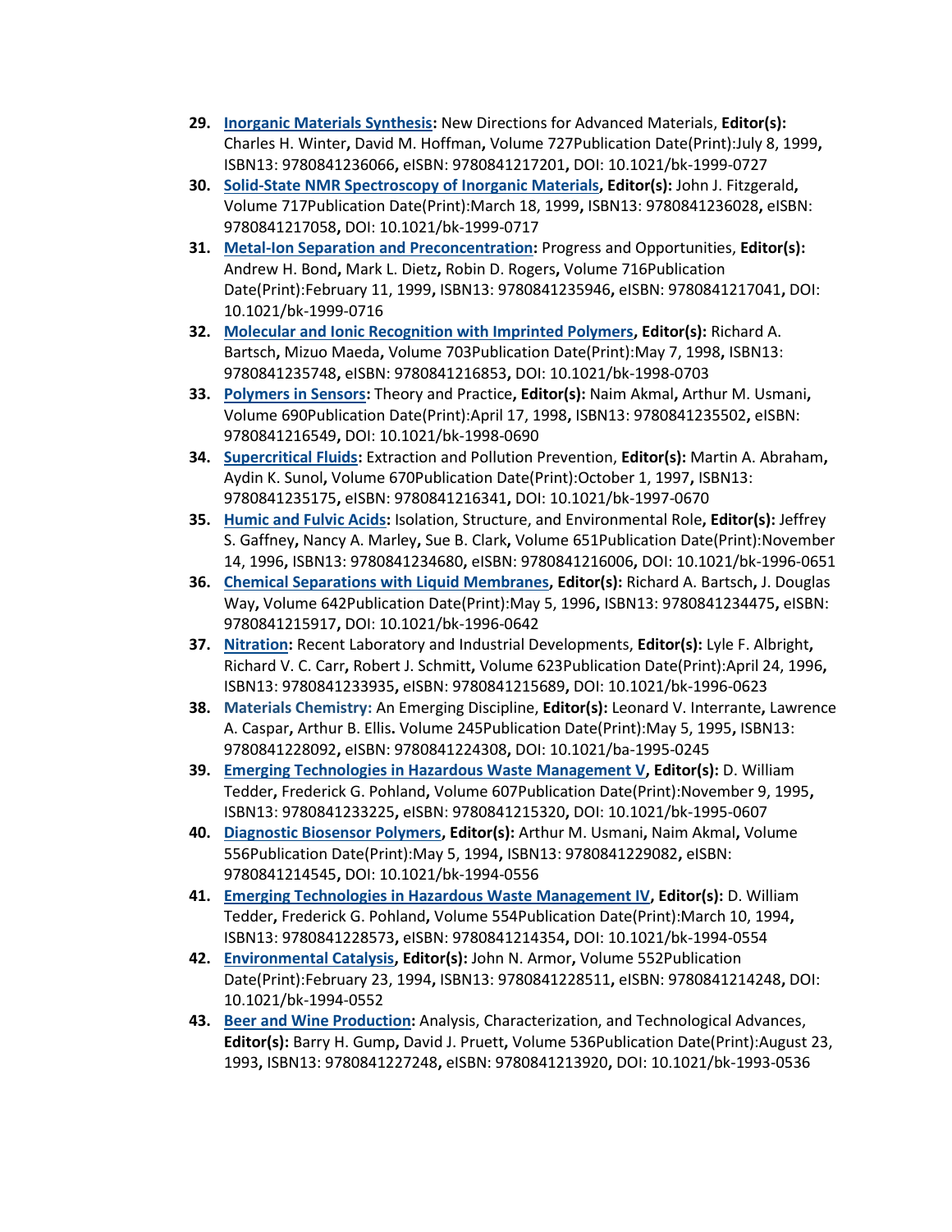29. **Inorganic Materials Synthesis:** New Directions for Advanced Materials, **Editor(s):** Charles H. Winter**,** David M. Hoffman**,** Volume 727Publication Date(Print):July 8, 1999**,** ISBN13: 9780841236066**,** eISBN: 9780841217201**,** DOI: 10.1021/bk-1999-0727
30. **Solid-State NMR Spectroscopy of Inorganic Materials, Editor(s):** John J. Fitzgerald**,** Volume 717Publication Date(Print):March 18, 1999**,** ISBN13: 9780841236028**,** eISBN: 9780841217058**,** DOI: 10.1021/bk-1999-0717
31. **Metal-Ion Separation and Preconcentration:** Progress and Opportunities, **Editor(s):** Andrew H. Bond**,** Mark L. Dietz**,** Robin D. Rogers**,** Volume 716Publication Date(Print):February 11, 1999**,** ISBN13: 9780841235946**,** eISBN: 9780841217041**,** DOI: 10.1021/bk-1999-0716
32. **Molecular and Ionic Recognition with Imprinted Polymers, Editor(s):** Richard A. Bartsch**,** Mizuo Maeda**,** Volume 703Publication Date(Print):May 7, 1998**,** ISBN13: 9780841235748**,** eISBN: 9780841216853**,** DOI: 10.1021/bk-1998-0703
33. **Polymers in Sensors:** Theory and Practice**, Editor(s):** Naim Akmal**,** Arthur M. Usmani**,** Volume 690Publication Date(Print):April 17, 1998**,** ISBN13: 9780841235502**,** eISBN: 9780841216549**,** DOI: 10.1021/bk-1998-0690
34. **Supercritical Fluids:** Extraction and Pollution Prevention, **Editor(s):** Martin A. Abraham**,** Aydin K. Sunol**,** Volume 670Publication Date(Print):October 1, 1997**,** ISBN13: 9780841235175**,** eISBN: 9780841216341**,** DOI: 10.1021/bk-1997-0670
35. **Humic and Fulvic Acids:** Isolation, Structure, and Environmental Role**, Editor(s):** Jeffrey S. Gaffney**,** Nancy A. Marley**,** Sue B. Clark**,** Volume 651Publication Date(Print):November 14, 1996**,** ISBN13: 9780841234680**,** eISBN: 9780841216006**,** DOI: 10.1021/bk-1996-0651
36. **Chemical Separations with Liquid Membranes, Editor(s):** Richard A. Bartsch**,** J. Douglas Way**,** Volume 642Publication Date(Print):May 5, 1996**,** ISBN13: 9780841234475**,** eISBN: 9780841215917**,** DOI: 10.1021/bk-1996-0642
37. **Nitration:** Recent Laboratory and Industrial Developments, **Editor(s):** Lyle F. Albright**,** Richard V. C. Carr**,** Robert J. Schmitt**,** Volume 623Publication Date(Print):April 24, 1996**,** ISBN13: 9780841233935**,** eISBN: 9780841215689**,** DOI: 10.1021/bk-1996-0623
38. **Materials Chemistry:** An Emerging Discipline, **Editor(s):** Leonard V. Interrante**,** Lawrence A. Caspar**,** Arthur B. Ellis**.** Volume 245Publication Date(Print):May 5, 1995**,** ISBN13: 9780841228092**,** eISBN: 9780841224308**,** DOI: 10.1021/ba-1995-0245
39. **Emerging Technologies in Hazardous Waste Management V, Editor(s):** D. William Tedder**,** Frederick G. Pohland**,** Volume 607Publication Date(Print):November 9, 1995**,** ISBN13: 9780841233225**,** eISBN: 9780841215320**,** DOI: 10.1021/bk-1995-0607
40. **Diagnostic Biosensor Polymers, Editor(s):** Arthur M. Usmani**,** Naim Akmal**,** Volume 556Publication Date(Print):May 5, 1994**,** ISBN13: 9780841229082**,** eISBN: 9780841214545**,** DOI: 10.1021/bk-1994-0556
41. **Emerging Technologies in Hazardous Waste Management IV, Editor(s):** D. William Tedder**,** Frederick G. Pohland**,** Volume 554Publication Date(Print):March 10, 1994**,** ISBN13: 9780841228573**,** eISBN: 9780841214354**,** DOI: 10.1021/bk-1994-0554
42. **Environmental Catalysis, Editor(s):** John N. Armor**,** Volume 552Publication Date(Print):February 23, 1994**,** ISBN13: 9780841228511**,** eISBN: 9780841214248**,** DOI: 10.1021/bk-1994-0552
43. **Beer and Wine Production:** Analysis, Characterization, and Technological Advances, **Editor(s):** Barry H. Gump**,** David J. Pruett**,** Volume 536Publication Date(Print):August 23, 1993**,** ISBN13: 9780841227248**,** eISBN: 9780841213920**,** DOI: 10.1021/bk-1993-0536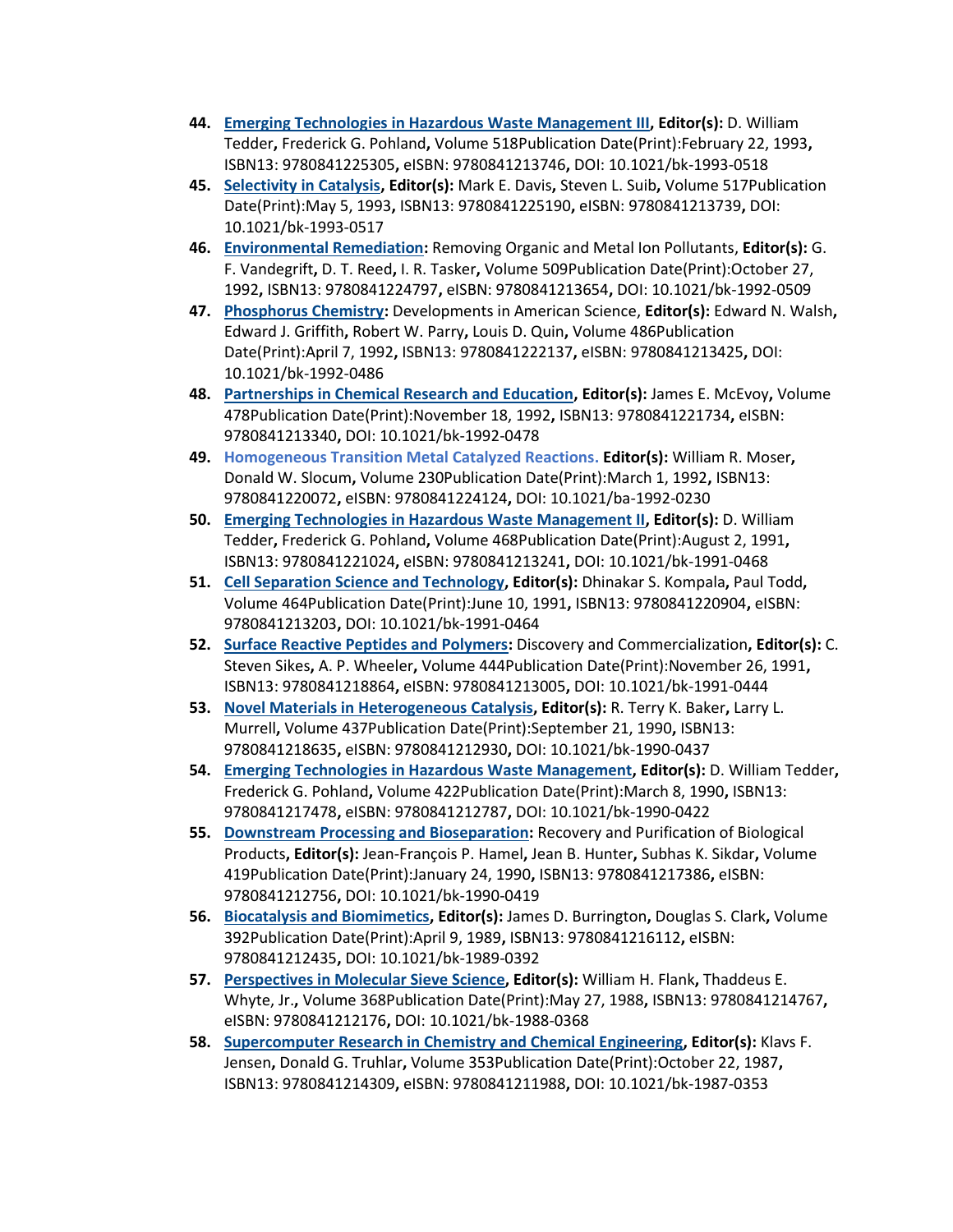44. **Emerging Technologies in Hazardous Waste Management III, Editor(s):** D. William Tedder**,** Frederick G. Pohland**,** Volume 518Publication Date(Print):February 22, 1993**,** ISBN13: 9780841225305**,** eISBN: 9780841213746**,** DOI: 10.1021/bk-1993-0518
45. **Selectivity in Catalysis, Editor(s):** Mark E. Davis**,** Steven L. Suib**,** Volume 517Publication Date(Print):May 5, 1993**,** ISBN13: 9780841225190**,** eISBN: 9780841213739**,** DOI: 10.1021/bk-1993-0517
46. **Environmental Remediation:** Removing Organic and Metal Ion Pollutants**, Editor(s):** G. F. Vandegrift**,** D. T. Reed**,** I. R. Tasker**,** Volume 509Publication Date(Print):October 27, 1992**,** ISBN13: 9780841224797**,** eISBN: 9780841213654**,** DOI: 10.1021/bk-1992-0509
47. **Phosphorus Chemistry:** Developments in American Science**, Editor(s):** Edward N. Walsh**,** Edward J. Griffith**,** Robert W. Parry**,** Louis D. Quin**,** Volume 486Publication Date(Print):April 7, 1992**,** ISBN13: 9780841222137**,** eISBN: 9780841213425**,** DOI: 10.1021/bk-1992-0486
48. **Partnerships in Chemical Research and Education, Editor(s):** James E. McEvoy**,** Volume 478Publication Date(Print):November 18, 1992**,** ISBN13: 9780841221734**,** eISBN: 9780841213340**,** DOI: 10.1021/bk-1992-0478
49. **Homogeneous Transition Metal Catalyzed Reactions. Editor(s):** William R. Moser**,** Donald W. Slocum**,** Volume 230Publication Date(Print):March 1, 1992**,** ISBN13: 9780841220072**,** eISBN: 9780841224124**,** DOI: 10.1021/ba-1992-0230
50. **Emerging Technologies in Hazardous Waste Management II, Editor(s):** D. William Tedder**,** Frederick G. Pohland**,** Volume 468Publication Date(Print):August 2, 1991**,** ISBN13: 9780841221024**,** eISBN: 9780841213241**,** DOI: 10.1021/bk-1991-0468
51. **Cell Separation Science and Technology, Editor(s):** Dhinakar S. Kompala**,** Paul Todd**,** Volume 464Publication Date(Print):June 10, 1991**,** ISBN13: 9780841220904**,** eISBN: 9780841213203**,** DOI: 10.1021/bk-1991-0464
52. **Surface Reactive Peptides and Polymers:** Discovery and Commercialization**, Editor(s):** C. Steven Sikes**,** A. P. Wheeler**,** Volume 444Publication Date(Print):November 26, 1991**,** ISBN13: 9780841218864**,** eISBN: 9780841213005**,** DOI: 10.1021/bk-1991-0444
53. **Novel Materials in Heterogeneous Catalysis, Editor(s):** R. Terry K. Baker**,** Larry L. Murrell**,** Volume 437Publication Date(Print):September 21, 1990**,** ISBN13: 9780841218635**,** eISBN: 9780841212930**,** DOI: 10.1021/bk-1990-0437
54. **Emerging Technologies in Hazardous Waste Management, Editor(s):** D. William Tedder**,** Frederick G. Pohland**,** Volume 422Publication Date(Print):March 8, 1990**,** ISBN13: 9780841217478**,** eISBN: 9780841212787**,** DOI: 10.1021/bk-1990-0422
55. **Downstream Processing and Bioseparation:** Recovery and Purification of Biological Products**, Editor(s):** Jean-François P. Hamel**,** Jean B. Hunter**,** Subhas K. Sikdar**,** Volume 419Publication Date(Print):January 24, 1990**,** ISBN13: 9780841217386**,** eISBN: 9780841212756**,** DOI: 10.1021/bk-1990-0419
56. **Biocatalysis and Biomimetics, Editor(s):** James D. Burrington**,** Douglas S. Clark**,** Volume 392Publication Date(Print):April 9, 1989**,** ISBN13: 9780841216112**,** eISBN: 9780841212435**,** DOI: 10.1021/bk-1989-0392
57. **Perspectives in Molecular Sieve Science, Editor(s):** William H. Flank**,** Thaddeus E. Whyte, Jr.**,** Volume 368Publication Date(Print):May 27, 1988**,** ISBN13: 9780841214767**,** eISBN: 9780841212176**,** DOI: 10.1021/bk-1988-0368
58. **Supercomputer Research in Chemistry and Chemical Engineering, Editor(s):** Klavs F. Jensen**,** Donald G. Truhlar**,** Volume 353Publication Date(Print):October 22, 1987**,** ISBN13: 9780841214309**,** eISBN: 9780841211988**,** DOI: 10.1021/bk-1987-0353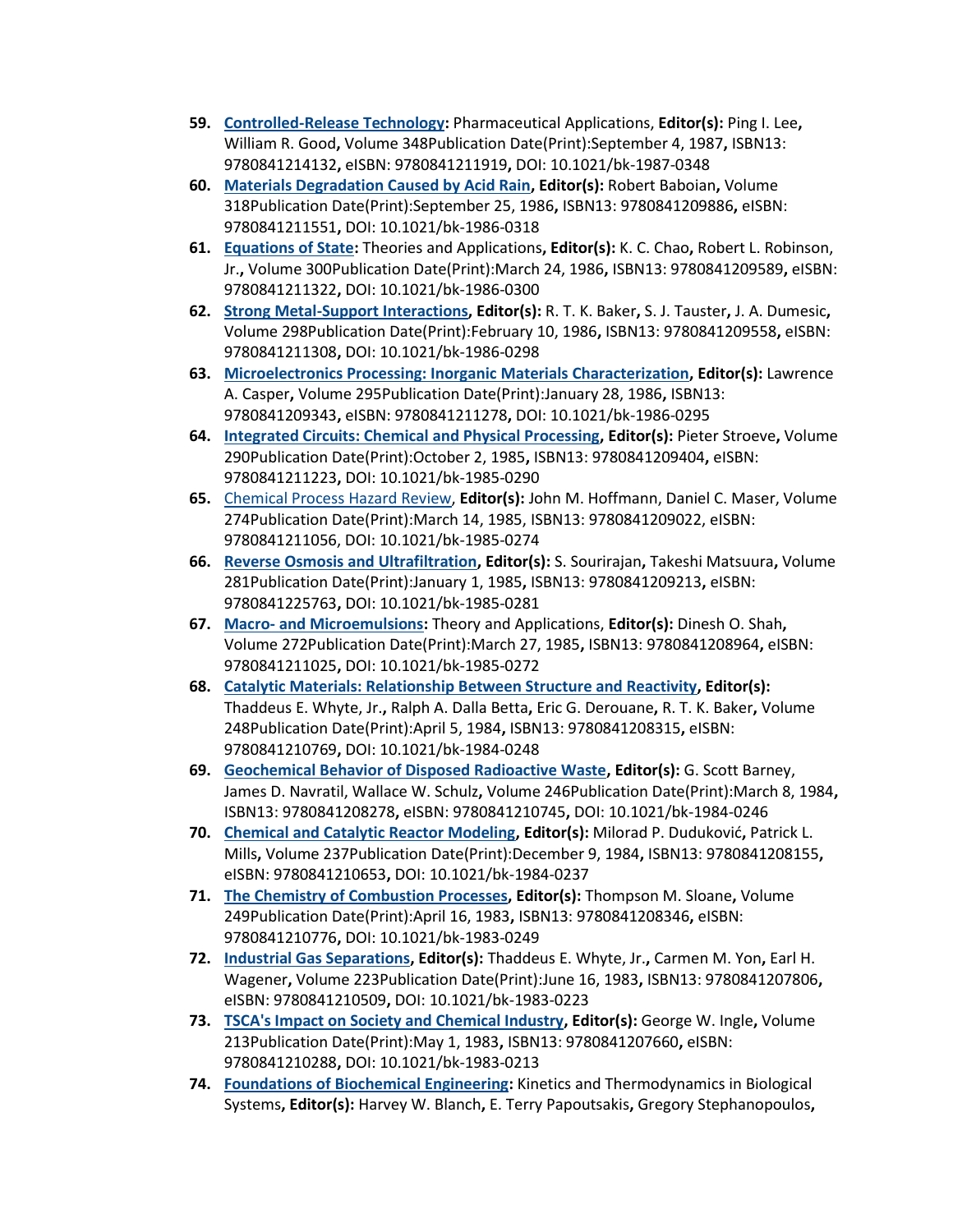59. **Controlled-Release Technology:** Pharmaceutical Applications, **Editor(s):** Ping I. Lee**,** William R. Good**,** Volume 348Publication Date(Print):September 4, 1987**,** ISBN13: 9780841214132**,** eISBN: 9780841211919**,** DOI: 10.1021/bk-1987-0348
60. **Materials Degradation Caused by Acid Rain, Editor(s):** Robert Baboian**,** Volume 318Publication Date(Print):September 25, 1986**,** ISBN13: 9780841209886**,** eISBN: 9780841211551**,** DOI: 10.1021/bk-1986-0318
61. **Equations of State:** Theories and Applications**, Editor(s):** K. C. Chao**,** Robert L. Robinson, Jr.**,** Volume 300Publication Date(Print):March 24, 1986**,** ISBN13: 9780841209589**,** eISBN: 9780841211322**,** DOI: 10.1021/bk-1986-0300
62. **Strong Metal-Support Interactions, Editor(s):** R. T. K. Baker**,** S. J. Tauster**,** J. A. Dumesic**,** Volume 298Publication Date(Print):February 10, 1986**,** ISBN13: 9780841209558**,** eISBN: 9780841211308**,** DOI: 10.1021/bk-1986-0298
63. **Microelectronics Processing: Inorganic Materials Characterization, Editor(s):** Lawrence A. Casper**,** Volume 295Publication Date(Print):January 28, 1986**,** ISBN13: 9780841209343**,** eISBN: 9780841211278**,** DOI: 10.1021/bk-1986-0295
64. **Integrated Circuits: Chemical and Physical Processing, Editor(s):** Pieter Stroeve**,** Volume 290Publication Date(Print):October 2, 1985**,** ISBN13: 9780841209404**,** eISBN: 9780841211223**,** DOI: 10.1021/bk-1985-0290
65. Chemical Process Hazard Review, **Editor(s):** John M. Hoffmann, Daniel C. Maser, Volume 274Publication Date(Print):March 14, 1985, ISBN13: 9780841209022, eISBN: 9780841211056, DOI: 10.1021/bk-1985-0274
66. **Reverse Osmosis and Ultrafiltration, Editor(s):** S. Sourirajan**,** Takeshi Matsuura**,** Volume 281Publication Date(Print):January 1, 1985**,** ISBN13: 9780841209213**,** eISBN: 9780841225763**,** DOI: 10.1021/bk-1985-0281
67. **Macro- and Microemulsions:** Theory and Applications, **Editor(s):** Dinesh O. Shah**,** Volume 272Publication Date(Print):March 27, 1985**,** ISBN13: 9780841208964**,** eISBN: 9780841211025**,** DOI: 10.1021/bk-1985-0272
68. **Catalytic Materials: Relationship Between Structure and Reactivity, Editor(s):** Thaddeus E. Whyte, Jr.**,** Ralph A. Dalla Betta**,** Eric G. Derouane**,** R. T. K. Baker**,** Volume 248Publication Date(Print):April 5, 1984**,** ISBN13: 9780841208315**,** eISBN: 9780841210769**,** DOI: 10.1021/bk-1984-0248
69. **Geochemical Behavior of Disposed Radioactive Waste, Editor(s):** G. Scott Barney, James D. Navratil, Wallace W. Schulz**,** Volume 246Publication Date(Print):March 8, 1984**,** ISBN13: 9780841208278**,** eISBN: 9780841210745**,** DOI: 10.1021/bk-1984-0246
70. **Chemical and Catalytic Reactor Modeling, Editor(s):** Milorad P. Duduković**,** Patrick L. Mills**,** Volume 237Publication Date(Print):December 9, 1984**,** ISBN13: 9780841208155**,** eISBN: 9780841210653**,** DOI: 10.1021/bk-1984-0237
71. **The Chemistry of Combustion Processes, Editor(s):** Thompson M. Sloane**,** Volume 249Publication Date(Print):April 16, 1983**,** ISBN13: 9780841208346**,** eISBN: 9780841210776**,** DOI: 10.1021/bk-1983-0249
72. **Industrial Gas Separations, Editor(s):** Thaddeus E. Whyte, Jr.**,** Carmen M. Yon**,** Earl H. Wagener**,** Volume 223Publication Date(Print):June 16, 1983**,** ISBN13: 9780841207806**,** eISBN: 9780841210509**,** DOI: 10.1021/bk-1983-0223
73. **TSCA's Impact on Society and Chemical Industry, Editor(s):** George W. Ingle**,** Volume 213Publication Date(Print):May 1, 1983**,** ISBN13: 9780841207660**,** eISBN: 9780841210288**,** DOI: 10.1021/bk-1983-0213
74. **Foundations of Biochemical Engineering:** Kinetics and Thermodynamics in Biological Systems**, Editor(s):** Harvey W. Blanch**,** E. Terry Papoutsakis**,** Gregory Stephanopoulos**,**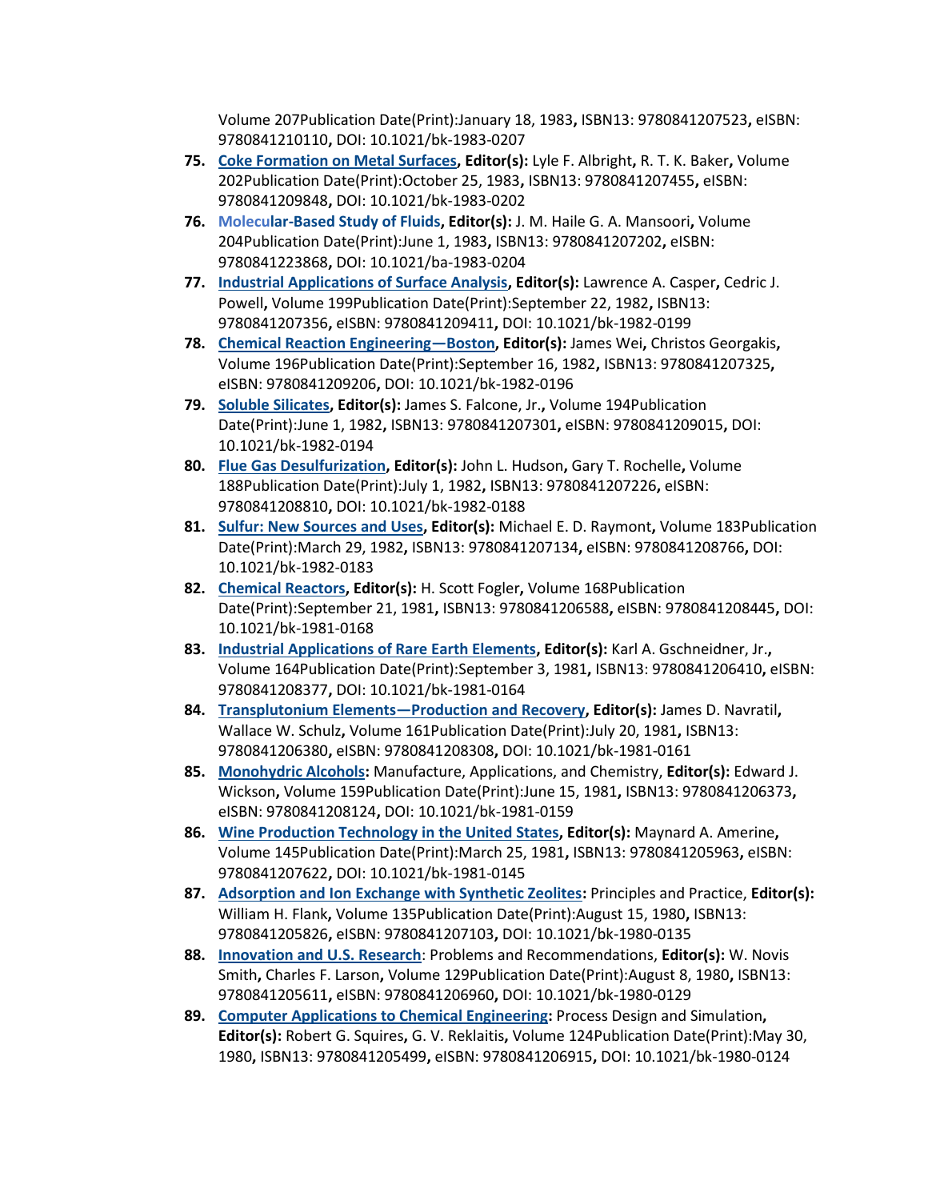Volume 207Publication Date(Print):January 18, 1983**,** ISBN13: 9780841207523**,** eISBN: 9780841210110**,** DOI: 10.1021/bk-1983-0207

75. **Coke Formation on Metal Surfaces, Editor(s):** Lyle F. Albright**,** R. T. K. Baker**,** Volume 202Publication Date(Print):October 25, 1983**,** ISBN13: 9780841207455**,** eISBN: 9780841209848**,** DOI: 10.1021/bk-1983-0202
76. **Molecular-Based Study of Fluids, Editor(s):** J. M. Haile G. A. Mansoori**,** Volume 204Publication Date(Print):June 1, 1983**,** ISBN13: 9780841207202**,** eISBN: 9780841223868**,** DOI: 10.1021/ba-1983-0204
77. **Industrial Applications of Surface Analysis, Editor(s):** Lawrence A. Casper**,** Cedric J. Powell**,** Volume 199Publication Date(Print):September 22, 1982**,** ISBN13: 9780841207356**,** eISBN: 9780841209411**,** DOI: 10.1021/bk-1982-0199
78. **Chemical Reaction Engineering—Boston, Editor(s):** James Wei**,** Christos Georgakis**,** Volume 196Publication Date(Print):September 16, 1982**,** ISBN13: 9780841207325**,** eISBN: 9780841209206**,** DOI: 10.1021/bk-1982-0196
79. **Soluble Silicates, Editor(s):** James S. Falcone, Jr.**,** Volume 194Publication Date(Print):June 1, 1982**,** ISBN13: 9780841207301**,** eISBN: 9780841209015**,** DOI: 10.1021/bk-1982-0194
80. **Flue Gas Desulfurization, Editor(s):** John L. Hudson**,** Gary T. Rochelle**,** Volume 188Publication Date(Print):July 1, 1982**,** ISBN13: 9780841207226**,** eISBN: 9780841208810**,** DOI: 10.1021/bk-1982-0188
81. **Sulfur: New Sources and Uses, Editor(s):** Michael E. D. Raymont**,** Volume 183Publication Date(Print):March 29, 1982**,** ISBN13: 9780841207134**,** eISBN: 9780841208766**,** DOI: 10.1021/bk-1982-0183
82. **Chemical Reactors, Editor(s):** H. Scott Fogler**,** Volume 168Publication Date(Print):September 21, 1981**,** ISBN13: 9780841206588**,** eISBN: 9780841208445**,** DOI: 10.1021/bk-1981-0168
83. **Industrial Applications of Rare Earth Elements, Editor(s):** Karl A. Gschneidner, Jr.**,** Volume 164Publication Date(Print):September 3, 1981**,** ISBN13: 9780841206410**,** eISBN: 9780841208377**,** DOI: 10.1021/bk-1981-0164
84. **Transplutonium Elements—Production and Recovery, Editor(s):** James D. Navratil**,** Wallace W. Schulz**,** Volume 161Publication Date(Print):July 20, 1981**,** ISBN13: 9780841206380**,** eISBN: 9780841208308**,** DOI: 10.1021/bk-1981-0161
85. **Monohydric Alcohols:** Manufacture, Applications, and Chemistry**, Editor(s):** Edward J. Wickson**,** Volume 159Publication Date(Print):June 15, 1981**,** ISBN13: 9780841206373**,** eISBN: 9780841208124**,** DOI: 10.1021/bk-1981-0159
86. **Wine Production Technology in the United States, Editor(s):** Maynard A. Amerine**,** Volume 145Publication Date(Print):March 25, 1981**,** ISBN13: 9780841205963**,** eISBN: 9780841207622**,** DOI: 10.1021/bk-1981-0145
87. **Adsorption and Ion Exchange with Synthetic Zeolites:** Principles and Practice**, Editor(s):** William H. Flank**,** Volume 135Publication Date(Print):August 15, 1980**,** ISBN13: 9780841205826**,** eISBN: 9780841207103**,** DOI: 10.1021/bk-1980-0135
88. **Innovation and U.S. Research**: Problems and Recommendations**, Editor(s):** W. Novis Smith**,** Charles F. Larson**,** Volume 129Publication Date(Print):August 8, 1980**,** ISBN13: 9780841205611**,** eISBN: 9780841206960**,** DOI: 10.1021/bk-1980-0129
89. **Computer Applications to Chemical Engineering:** Process Design and Simulation**, Editor(s):** Robert G. Squires**,** G. V. Reklaitis**,** Volume 124Publication Date(Print):May 30, 1980**,** ISBN13: 9780841205499**,** eISBN: 9780841206915**,** DOI: 10.1021/bk-1980-0124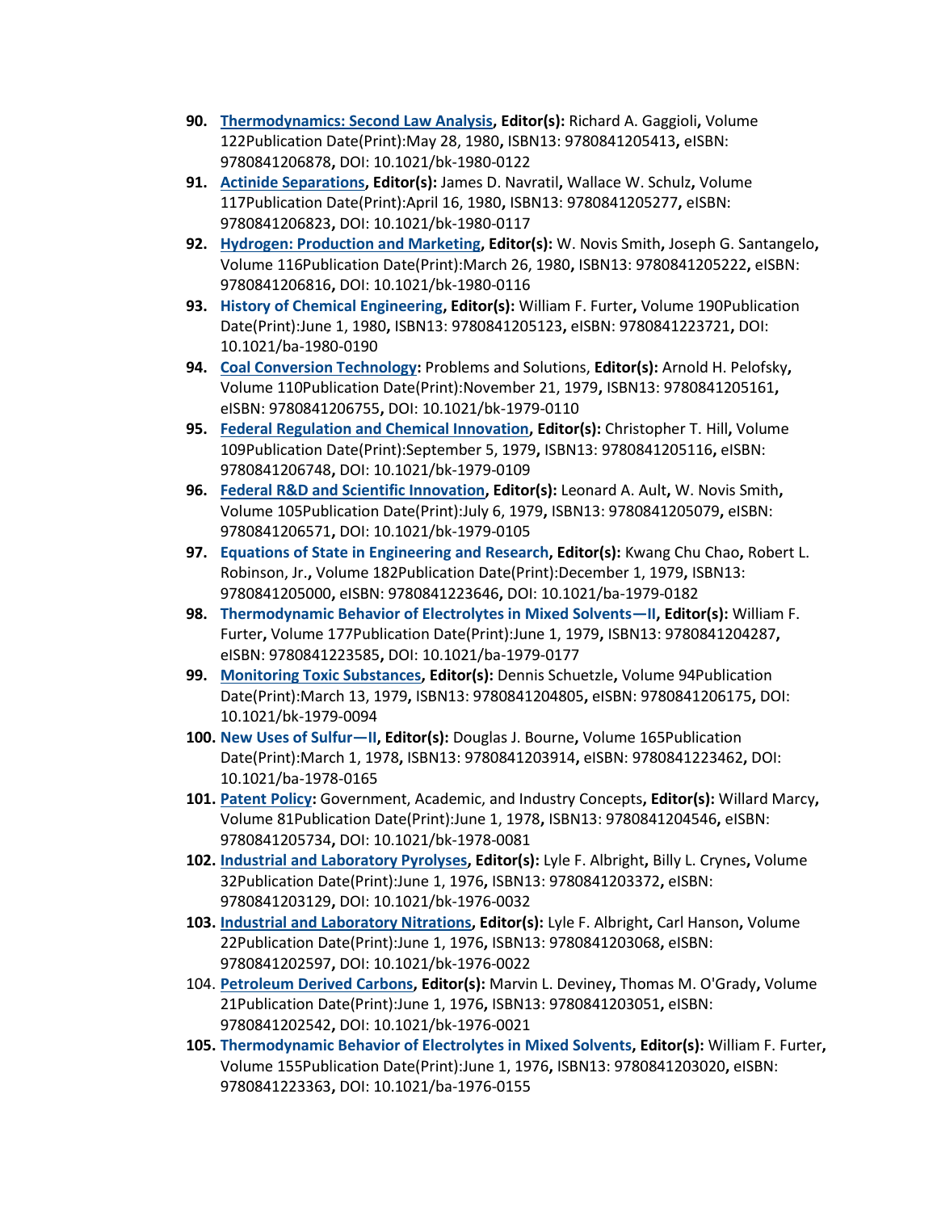90. **Thermodynamics: Second Law Analysis, Editor(s):** Richard A. Gaggioli**,** Volume 122Publication Date(Print):May 28, 1980**,** ISBN13: 9780841205413**,** eISBN: 9780841206878**,** DOI: 10.1021/bk-1980-0122
91. **Actinide Separations, Editor(s):** James D. Navratil**,** Wallace W. Schulz**,** Volume 117Publication Date(Print):April 16, 1980**,** ISBN13: 9780841205277**,** eISBN: 9780841206823**,** DOI: 10.1021/bk-1980-0117
92. **Hydrogen: Production and Marketing, Editor(s):** W. Novis Smith**,** Joseph G. Santangelo**,** Volume 116Publication Date(Print):March 26, 1980**,** ISBN13: 9780841205222**,** eISBN: 9780841206816**,** DOI: 10.1021/bk-1980-0116
93. **History of Chemical Engineering, Editor(s):** William F. Furter**,** Volume 190Publication Date(Print):June 1, 1980**,** ISBN13: 9780841205123**,** eISBN: 9780841223721**,** DOI: 10.1021/ba-1980-0190
94. **Coal Conversion Technology:** Problems and Solutions, **Editor(s):** Arnold H. Pelofsky**,** Volume 110Publication Date(Print):November 21, 1979**,** ISBN13: 9780841205161**,** eISBN: 9780841206755**,** DOI: 10.1021/bk-1979-0110
95. **Federal Regulation and Chemical Innovation, Editor(s):** Christopher T. Hill**,** Volume 109Publication Date(Print):September 5, 1979**,** ISBN13: 9780841205116**,** eISBN: 9780841206748**,** DOI: 10.1021/bk-1979-0109
96. **Federal R&D and Scientific Innovation, Editor(s):** Leonard A. Ault**,** W. Novis Smith**,** Volume 105Publication Date(Print):July 6, 1979**,** ISBN13: 9780841205079**,** eISBN: 9780841206571**,** DOI: 10.1021/bk-1979-0105
97. **Equations of State in Engineering and Research, Editor(s):** Kwang Chu Chao**,** Robert L. Robinson, Jr.**,** Volume 182Publication Date(Print):December 1, 1979**,** ISBN13: 9780841205000**,** eISBN: 9780841223646**,** DOI: 10.1021/ba-1979-0182
98. **Thermodynamic Behavior of Electrolytes in Mixed Solvents—II, Editor(s):** William F. Furter**,** Volume 177Publication Date(Print):June 1, 1979**,** ISBN13: 9780841204287**,** eISBN: 9780841223585**,** DOI: 10.1021/ba-1979-0177
99. **Monitoring Toxic Substances, Editor(s):** Dennis Schuetzle**,** Volume 94Publication Date(Print):March 13, 1979**,** ISBN13: 9780841204805**,** eISBN: 9780841206175**,** DOI: 10.1021/bk-1979-0094
100. **New Uses of Sulfur—II, Editor(s):** Douglas J. Bourne**,** Volume 165Publication Date(Print):March 1, 1978**,** ISBN13: 9780841203914**,** eISBN: 9780841223462**,** DOI: 10.1021/ba-1978-0165
101. **Patent Policy:** Government, Academic, and Industry Concepts**, Editor(s):** Willard Marcy**,** Volume 81Publication Date(Print):June 1, 1978**,** ISBN13: 9780841204546**,** eISBN: 9780841205734**,** DOI: 10.1021/bk-1978-0081
102. **Industrial and Laboratory Pyrolyses, Editor(s):** Lyle F. Albright**,** Billy L. Crynes**,** Volume 32Publication Date(Print):June 1, 1976**,** ISBN13: 9780841203372**,** eISBN: 9780841203129**,** DOI: 10.1021/bk-1976-0032
103. **Industrial and Laboratory Nitrations, Editor(s):** Lyle F. Albright**,** Carl Hanson**,** Volume 22Publication Date(Print):June 1, 1976**,** ISBN13: 9780841203068**,** eISBN: 9780841202597**,** DOI: 10.1021/bk-1976-0022
104. **Petroleum Derived Carbons, Editor(s):** Marvin L. Deviney**,** Thomas M. O'Grady**,** Volume 21Publication Date(Print):June 1, 1976**,** ISBN13: 9780841203051**,** eISBN: 9780841202542**,** DOI: 10.1021/bk-1976-0021
105. **Thermodynamic Behavior of Electrolytes in Mixed Solvents, Editor(s):** William F. Furter**,** Volume 155Publication Date(Print):June 1, 1976**,** ISBN13: 9780841203020**,** eISBN: 9780841223363**,** DOI: 10.1021/ba-1976-0155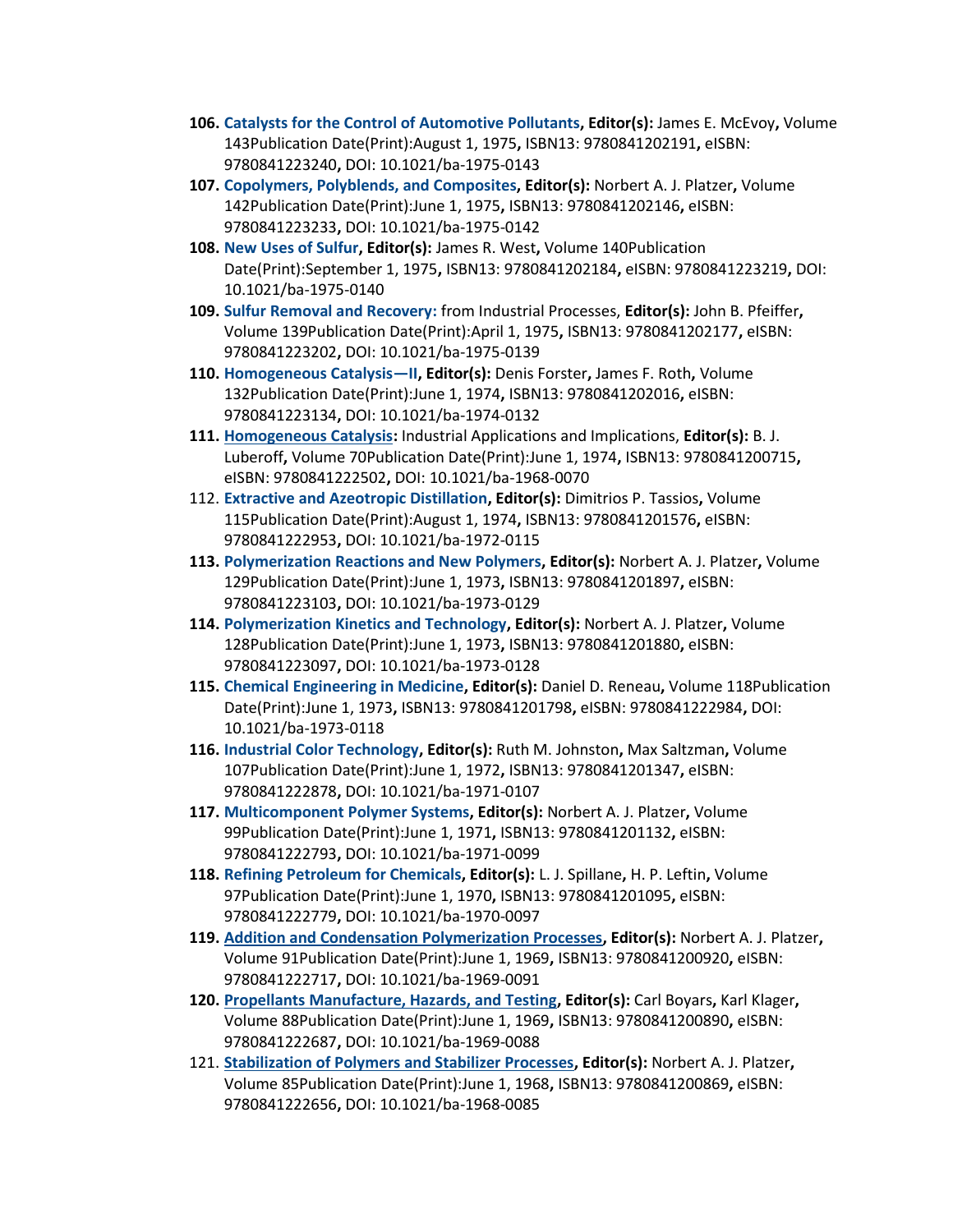106. **Catalysts for the Control of Automotive Pollutants**, **Editor(s):** James E. McEvoy**,** Volume 143Publication Date(Print):August 1, 1975**,** ISBN13: 9780841202191**,** eISBN: 9780841223240**,** DOI: 10.1021/ba-1975-0143

107. **Copolymers, Polyblends, and Composites**, **Editor(s):** Norbert A. J. Platzer**,** Volume 142Publication Date(Print):June 1, 1975**,** ISBN13: 9780841202146**,** eISBN: 9780841223233**,** DOI: 10.1021/ba-1975-0142

108. **New Uses of Sulfur**, **Editor(s):** James R. West**,** Volume 140Publication Date(Print):September 1, 1975**,** ISBN13: 9780841202184**,** eISBN: 9780841223219**,** DOI: 10.1021/ba-1975-0140

109. **Sulfur Removal and Recovery:** from Industrial Processes, **Editor(s):** John B. Pfeiffer**,** Volume 139Publication Date(Print):April 1, 1975**,** ISBN13: 9780841202177**,** eISBN: 9780841223202**,** DOI: 10.1021/ba-1975-0139

110. **Homogeneous Catalysis—II**, **Editor(s):** Denis Forster**,** James F. Roth**,** Volume 132Publication Date(Print):June 1, 1974**,** ISBN13: 9780841202016**,** eISBN: 9780841223134**,** DOI: 10.1021/ba-1974-0132

111. **Homogeneous Catalysis:** Industrial Applications and Implications, **Editor(s):** B. J. Luberoff**,** Volume 70Publication Date(Print):June 1, 1974**,** ISBN13: 9780841200715**,** eISBN: 9780841222502**,** DOI: 10.1021/ba-1968-0070

112. **Extractive and Azeotropic Distillation**, **Editor(s):** Dimitrios P. Tassios**,** Volume 115Publication Date(Print):August 1, 1974**,** ISBN13: 9780841201576**,** eISBN: 9780841222953**,** DOI: 10.1021/ba-1972-0115

113. **Polymerization Reactions and New Polymers**, **Editor(s):** Norbert A. J. Platzer**,** Volume 129Publication Date(Print):June 1, 1973**,** ISBN13: 9780841201897**,** eISBN: 9780841223103**,** DOI: 10.1021/ba-1973-0129

114. **Polymerization Kinetics and Technology**, **Editor(s):** Norbert A. J. Platzer**,** Volume 128Publication Date(Print):June 1, 1973**,** ISBN13: 9780841201880**,** eISBN: 9780841223097**,** DOI: 10.1021/ba-1973-0128

115. **Chemical Engineering in Medicine**, **Editor(s):** Daniel D. Reneau**,** Volume 118Publication Date(Print):June 1, 1973**,** ISBN13: 9780841201798**,** eISBN: 9780841222984**,** DOI: 10.1021/ba-1973-0118

116. **Industrial Color Technology**, **Editor(s):** Ruth M. Johnston**,** Max Saltzman**,** Volume 107Publication Date(Print):June 1, 1972**,** ISBN13: 9780841201347**,** eISBN: 9780841222878**,** DOI: 10.1021/ba-1971-0107

117. **Multicomponent Polymer Systems**, **Editor(s):** Norbert A. J. Platzer**,** Volume 99Publication Date(Print):June 1, 1971**,** ISBN13: 9780841201132**,** eISBN: 9780841222793**,** DOI: 10.1021/ba-1971-0099

118. **Refining Petroleum for Chemicals**, **Editor(s):** L. J. Spillane**,** H. P. Leftin**,** Volume 97Publication Date(Print):June 1, 1970**,** ISBN13: 9780841201095**,** eISBN: 9780841222779**,** DOI: 10.1021/ba-1970-0097

119. **Addition and Condensation Polymerization Processes**, **Editor(s):** Norbert A. J. Platzer**,** Volume 91Publication Date(Print):June 1, 1969**,** ISBN13: 9780841200920**,** eISBN: 9780841222717**,** DOI: 10.1021/ba-1969-0091

120. **Propellants Manufacture, Hazards, and Testing**, **Editor(s):** Carl Boyars**,** Karl Klager**,** Volume 88Publication Date(Print):June 1, 1969**,** ISBN13: 9780841200890**,** eISBN: 9780841222687**,** DOI: 10.1021/ba-1969-0088

121. **Stabilization of Polymers and Stabilizer Processes**, **Editor(s):** Norbert A. J. Platzer**,** Volume 85Publication Date(Print):June 1, 1968**,** ISBN13: 9780841200869**,** eISBN: 9780841222656**,** DOI: 10.1021/ba-1968-0085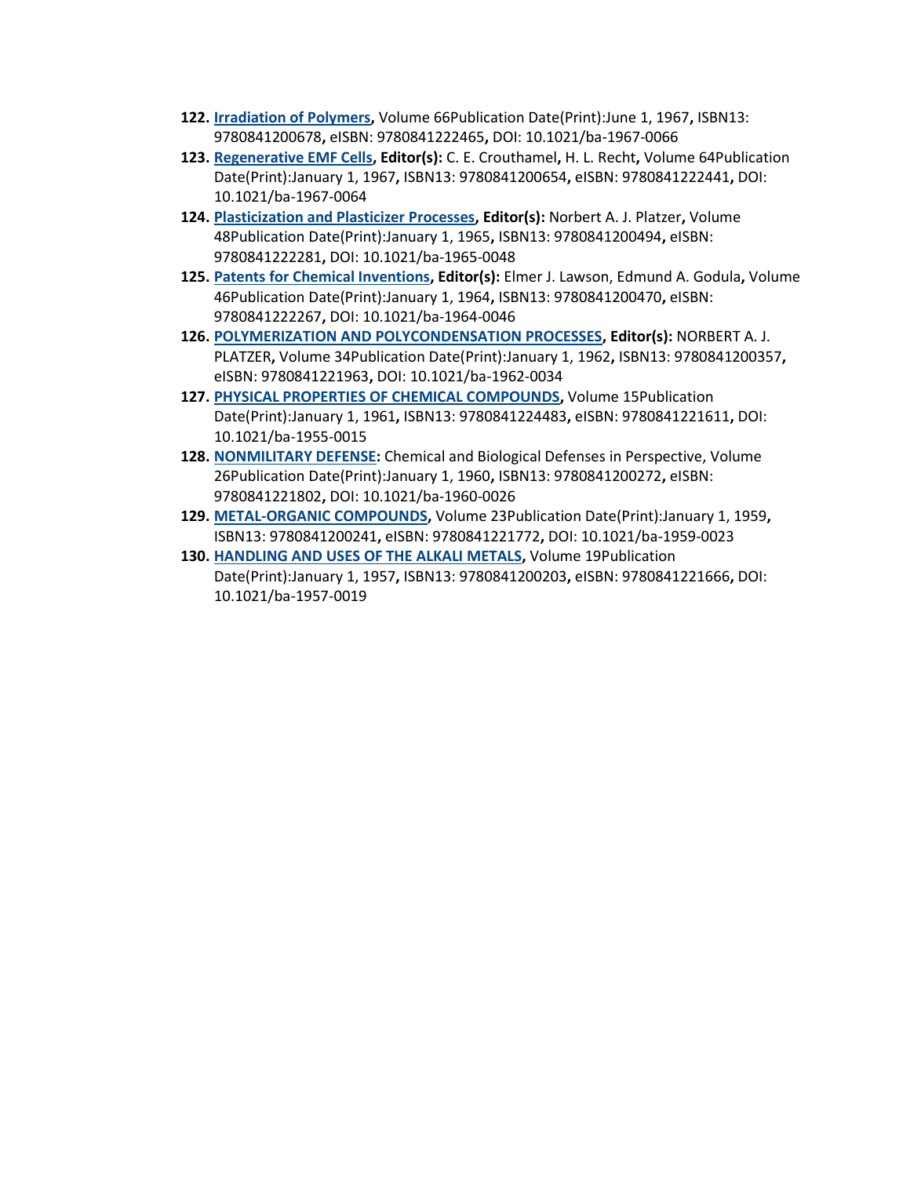122. **Irradiation of Polymers,** Volume 66Publication Date(Print):June 1, 1967**,** ISBN13: 9780841200678**,** eISBN: 9780841222465**,** DOI: 10.1021/ba-1967-0066
123. **Regenerative EMF Cells, Editor(s):** C. E. Crouthamel**,** H. L. Recht**,** Volume 64Publication Date(Print):January 1, 1967**,** ISBN13: 9780841200654**,** eISBN: 9780841222441**,** DOI: 10.1021/ba-1967-0064
124. **Plasticization and Plasticizer Processes, Editor(s):** Norbert A. J. Platzer**,** Volume 48Publication Date(Print):January 1, 1965**,** ISBN13: 9780841200494**,** eISBN: 9780841222281**,** DOI: 10.1021/ba-1965-0048
125. **Patents for Chemical Inventions, Editor(s):** Elmer J. Lawson, Edmund A. Godula**,** Volume 46Publication Date(Print):January 1, 1964**,** ISBN13: 9780841200470**,** eISBN: 9780841222267**,** DOI: 10.1021/ba-1964-0046
126. **POLYMERIZATION AND POLYCONDENSATION PROCESSES, Editor(s):** NORBERT A. J. PLATZER**,** Volume 34Publication Date(Print):January 1, 1962**,** ISBN13: 9780841200357**,** eISBN: 9780841221963**,** DOI: 10.1021/ba-1962-0034
127. **PHYSICAL PROPERTIES OF CHEMICAL COMPOUNDS,** Volume 15Publication Date(Print):January 1, 1961**,** ISBN13: 9780841224483**,** eISBN: 9780841221611**,** DOI: 10.1021/ba-1955-0015
128. **NONMILITARY DEFENSE:** Chemical and Biological Defenses in Perspective, Volume 26Publication Date(Print):January 1, 1960**,** ISBN13: 9780841200272**,** eISBN: 9780841221802**,** DOI: 10.1021/ba-1960-0026
129. **METAL-ORGANIC COMPOUNDS,** Volume 23Publication Date(Print):January 1, 1959**,** ISBN13: 9780841200241**,** eISBN: 9780841221772**,** DOI: 10.1021/ba-1959-0023
130. **HANDLING AND USES OF THE ALKALI METALS,** Volume 19Publication Date(Print):January 1, 1957**,** ISBN13: 9780841200203**,** eISBN: 9780841221666**,** DOI: 10.1021/ba-1957-0019